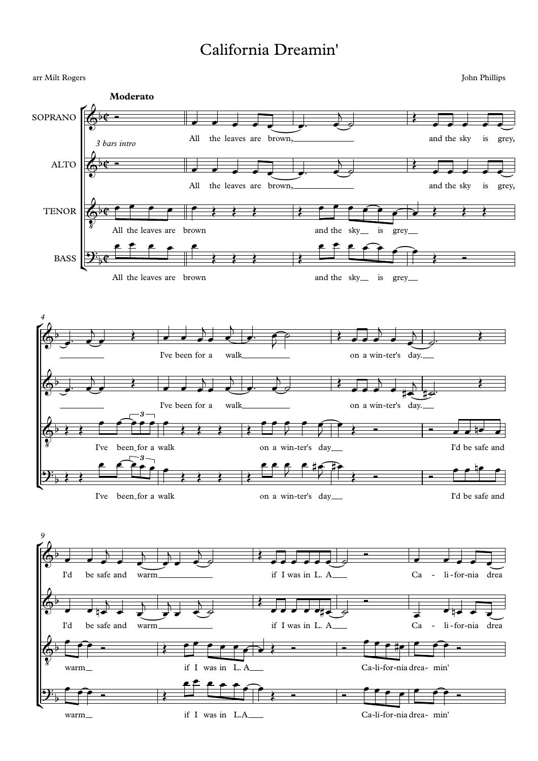# California Dreamin'

arr Milt Rogers

John Phillips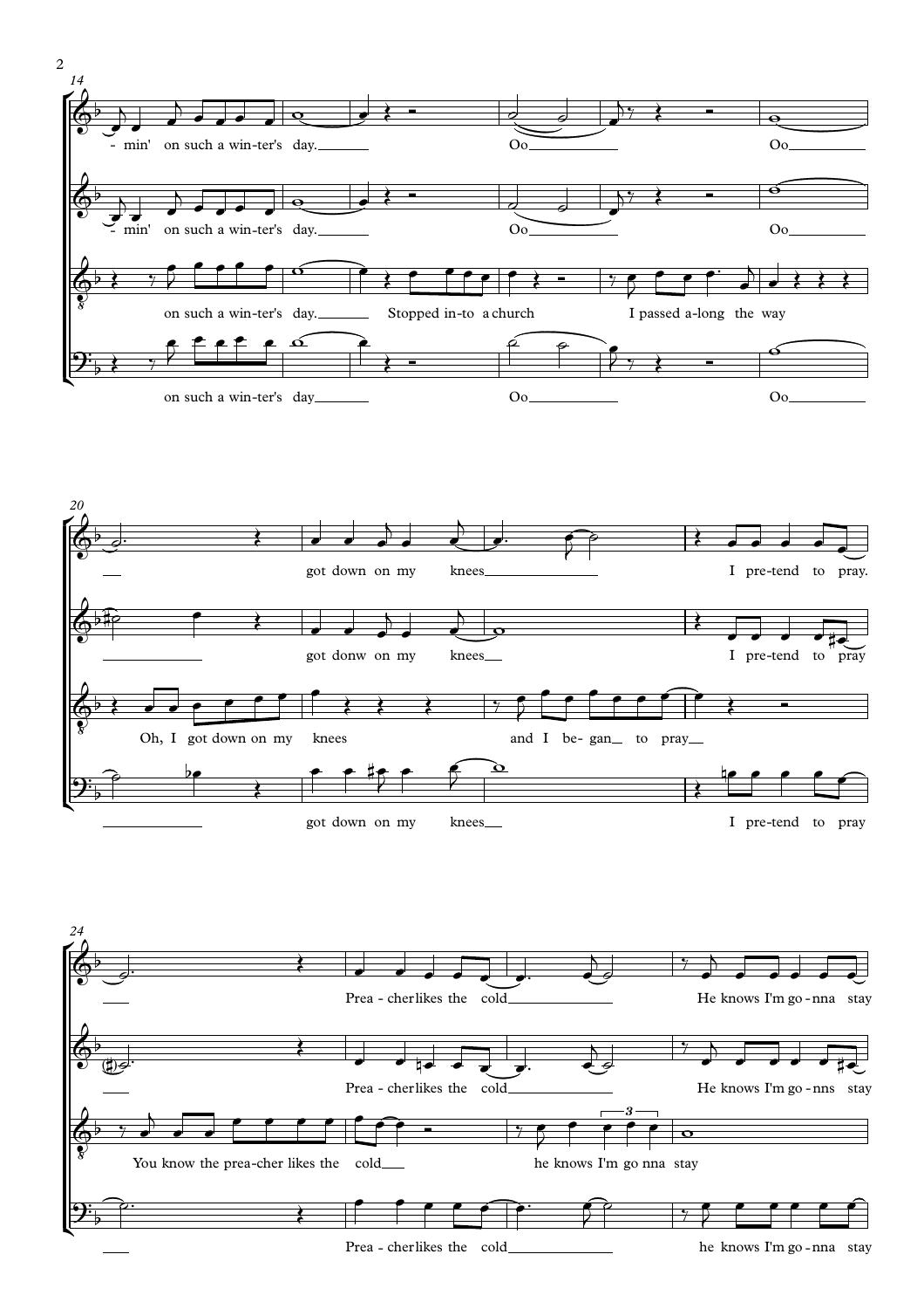14

- min' on such a win-ter's day.

Oo

Oo

- min' on such a win-ter's day.

Oo

Oo

on such a win-ter's day. Stopped in-to a church I passed a-long the way

on such a win-ter's day Oo Oo

20

got down on my knees I pre-tend to pray.

got donw on my knees I pre-tend to pray

Oh, I got down on my knees and I be- gan to pray

got down on my knees I pre-tend to pray

24

Prea - cher likes the cold He knows I'm go - nna stay

Prea - cher likes the cold He knows I'm go - nns stay

You know the prea-cher likes the cold he knows I'm go nna stay

Prea - cher likes the cold he knows I'm go - nna stay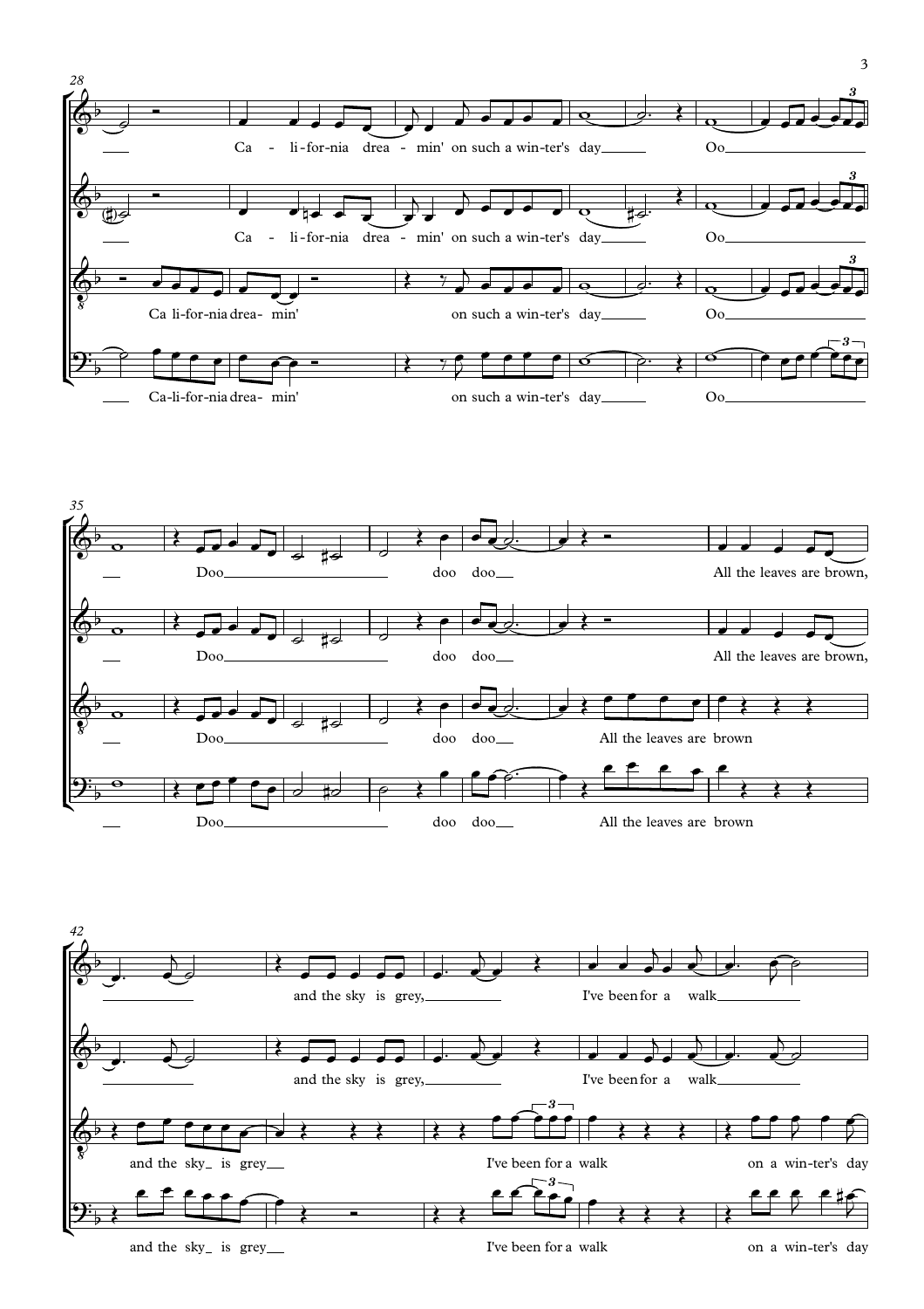28

Ca - li-for-nia drea - min' on such a win-ter's day Oo

Ca - li-for-nia drea - min' on such a win-ter's day Oo

Ca li-for-nia drea- min' on such a win-ter's day Oo

Ca-li-for-nia drea- min' on such a win-ter's day Oo

35

Doo doo doo All the leaves are brown,

Doo doo doo All the leaves are brown,

Doo doo doo All the leaves are brown

Doo doo doo All the leaves are brown

42

and the sky is grey, I've been for a walk

and the sky is grey, I've been for a walk

and the sky is grey I've been for a walk on a win-ter's day

and the sky is grey I've been for a walk on a win-ter's day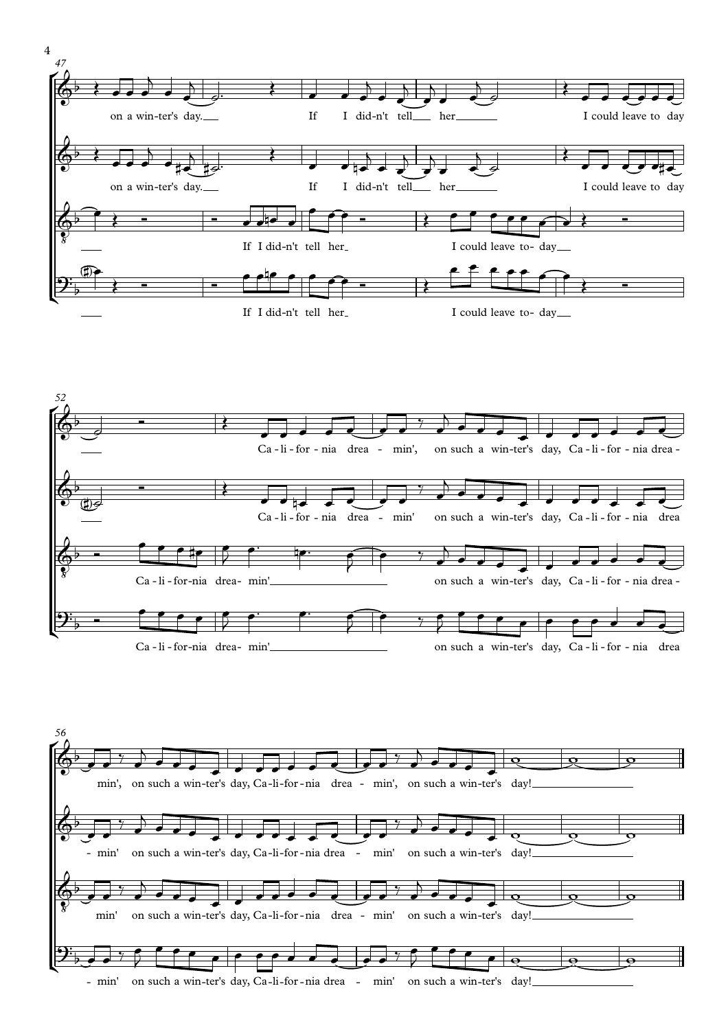47

on a win-ter's day. If I did-n't tell her I could leave to day

on a win-ter's day. If I did-n't tell her I could leave to day

If I did-n't tell her I could leave to- day

If I did-n't tell her I could leave to- day

52

Ca - li - for - nia drea - min', on such a win-ter's day, Ca - li - for - nia drea -

Ca - li - for - nia drea - min' on such a win-ter's day, Ca - li - for - nia drea

Ca - li - for-nia drea- min' on such a win-ter's day, Ca - li - for - nia drea -

Ca - li - for-nia drea- min' on such a win-ter's day, Ca - li - for - nia drea

56

min', on such a win-ter's day, Ca-li-for-nia drea - min', on such a win-ter's day!

- min' on such a win-ter's day, Ca-li-for-nia drea - min' on such a win-ter's day!

min' on such a win-ter's day, Ca-li-for-nia drea - min' on such a win-ter's day!

- min' on such a win-ter's day, Ca-li-for-nia drea - min' on such a win-ter's day!